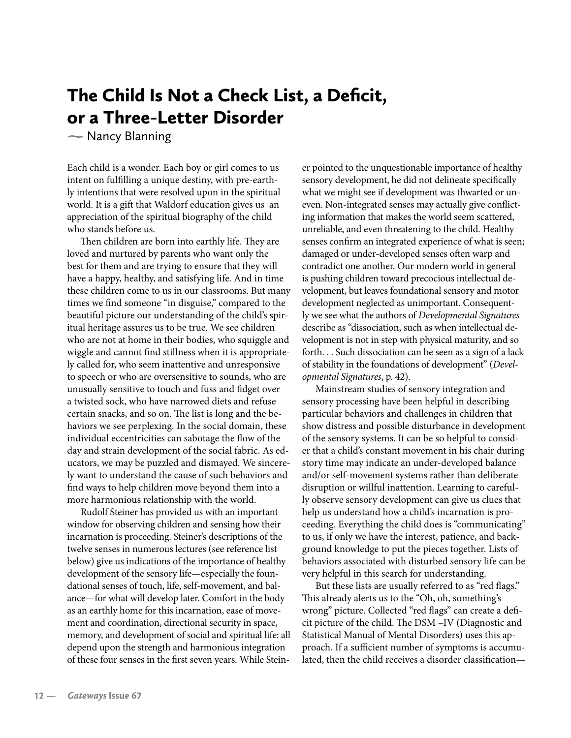# The Child Is Not a Check List, a Deficit, or a Three-Letter Disorder

— Nancy Blanning

Each child is a wonder. Each boy or girl comes to us intent on fulfilling a unique destiny, with pre-earthly intentions that were resolved upon in the spiritual world. It is a gift that Waldorf education gives us an appreciation of the spiritual biography of the child who stands before us.

Then children are born into earthly life. They are loved and nurtured by parents who want only the best for them and are trying to ensure that they will have a happy, healthy, and satisfying life. And in time these children come to us in our classrooms. But many times we find someone "in disguise," compared to the beautiful picture our understanding of the child's spiritual heritage assures us to be true. We see children who are not at home in their bodies, who squiggle and wiggle and cannot find stillness when it is appropriately called for, who seem inattentive and unresponsive to speech or who are oversensitive to sounds, who are unusually sensitive to touch and fuss and fidget over a twisted sock, who have narrowed diets and refuse certain snacks, and so on. The list is long and the behaviors we see perplexing. In the social domain, these individual eccentricities can sabotage the flow of the day and strain development of the social fabric. As educators, we may be puzzled and dismayed. We sincerely want to understand the cause of such behaviors and find ways to help children move beyond them into a more harmonious relationship with the world.

Rudolf Steiner has provided us with an important window for observing children and sensing how their incarnation is proceeding. Steiner's descriptions of the twelve senses in numerous lectures (see reference list below) give us indications of the importance of healthy development of the sensory life—especially the foundational senses of touch, life, self-movement, and balance—for what will develop later. Comfort in the body as an earthly home for this incarnation, ease of movement and coordination, directional security in space, memory, and development of social and spiritual life: all depend upon the strength and harmonious integration of these four senses in the first seven years. While Steiner pointed to the unquestionable importance of healthy sensory development, he did not delineate specifically what we might see if development was thwarted or uneven. Non-integrated senses may actually give conflicting information that makes the world seem scattered, unreliable, and even threatening to the child. Healthy senses confirm an integrated experience of what is seen; damaged or under-developed senses often warp and contradict one another. Our modern world in general is pushing children toward precocious intellectual development, but leaves foundational sensory and motor development neglected as unimportant. Consequently we see what the authors of *Developmental Signatures* describe as "dissociation, such as when intellectual development is not in step with physical maturity, and so forth. . . Such dissociation can be seen as a sign of a lack of stability in the foundations of development" (*Developmental Signatures*, p. 42).

Mainstream studies of sensory integration and sensory processing have been helpful in describing particular behaviors and challenges in children that show distress and possible disturbance in development of the sensory systems. It can be so helpful to consider that a child's constant movement in his chair during story time may indicate an under-developed balance and/or self-movement systems rather than deliberate disruption or willful inattention. Learning to carefully observe sensory development can give us clues that help us understand how a child's incarnation is proceeding. Everything the child does is "communicating" to us, if only we have the interest, patience, and background knowledge to put the pieces together. Lists of behaviors associated with disturbed sensory life can be very helpful in this search for understanding.

But these lists are usually referred to as "red flags." This already alerts us to the "Oh, oh, something's wrong" picture. Collected "red flags" can create a deficit picture of the child. The DSM –IV (Diagnostic and Statistical Manual of Mental Disorders) uses this approach. If a sufficient number of symptoms is accumulated, then the child receives a disorder classification—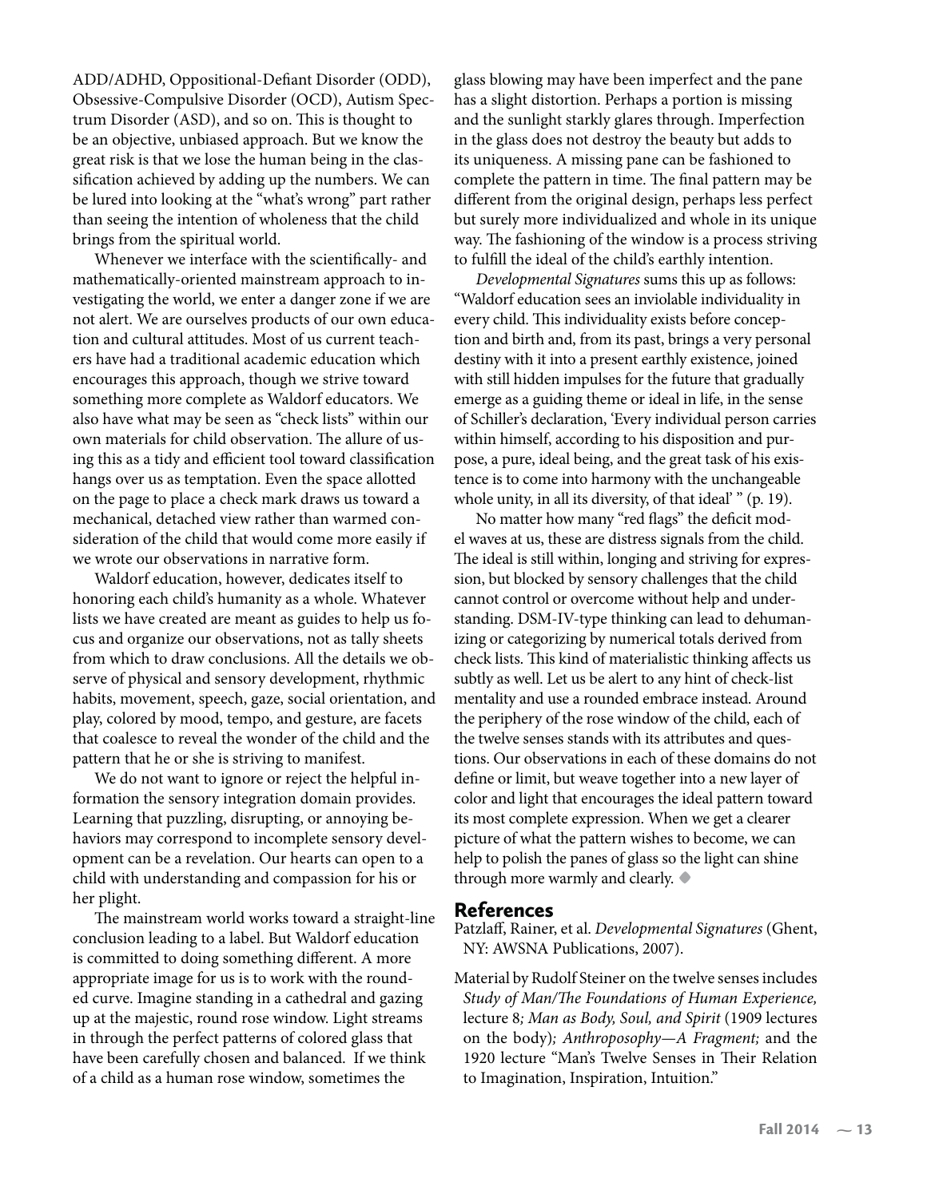ADD/ADHD, Oppositional-Defiant Disorder (ODD), Obsessive-Compulsive Disorder (OCD), Autism Spectrum Disorder (ASD), and so on. This is thought to be an objective, unbiased approach. But we know the great risk is that we lose the human being in the classification achieved by adding up the numbers. We can be lured into looking at the "what's wrong" part rather than seeing the intention of wholeness that the child brings from the spiritual world.

Whenever we interface with the scientifically- and mathematically-oriented mainstream approach to investigating the world, we enter a danger zone if we are not alert. We are ourselves products of our own education and cultural attitudes. Most of us current teachers have had a traditional academic education which encourages this approach, though we strive toward something more complete as Waldorf educators. We also have what may be seen as "check lists" within our own materials for child observation. The allure of using this as a tidy and efficient tool toward classification hangs over us as temptation. Even the space allotted on the page to place a check mark draws us toward a mechanical, detached view rather than warmed consideration of the child that would come more easily if we wrote our observations in narrative form.

Waldorf education, however, dedicates itself to honoring each child's humanity as a whole. Whatever lists we have created are meant as guides to help us focus and organize our observations, not as tally sheets from which to draw conclusions. All the details we observe of physical and sensory development, rhythmic habits, movement, speech, gaze, social orientation, and play, colored by mood, tempo, and gesture, are facets that coalesce to reveal the wonder of the child and the pattern that he or she is striving to manifest.

We do not want to ignore or reject the helpful information the sensory integration domain provides. Learning that puzzling, disrupting, or annoying behaviors may correspond to incomplete sensory development can be a revelation. Our hearts can open to a child with understanding and compassion for his or her plight.

The mainstream world works toward a straight-line conclusion leading to a label. But Waldorf education is committed to doing something different. A more appropriate image for us is to work with the rounded curve. Imagine standing in a cathedral and gazing up at the majestic, round rose window. Light streams in through the perfect patterns of colored glass that have been carefully chosen and balanced. If we think of a child as a human rose window, sometimes the glass blowing may have been imperfect and the pane has a slight distortion. Perhaps a portion is missing and the sunlight starkly glares through. Imperfection in the glass does not destroy the beauty but adds to its uniqueness. A missing pane can be fashioned to complete the pattern in time. The final pattern may be different from the original design, perhaps less perfect but surely more individualized and whole in its unique way. The fashioning of the window is a process striving to fulfill the ideal of the child's earthly intention.

*Developmental Signatures* sums this up as follows: "Waldorf education sees an inviolable individuality in every child. This individuality exists before conception and birth and, from its past, brings a very personal destiny with it into a present earthly existence, joined with still hidden impulses for the future that gradually emerge as a guiding theme or ideal in life, in the sense of Schiller's declaration, 'Every individual person carries within himself, according to his disposition and purpose, a pure, ideal being, and the great task of his existence is to come into harmony with the unchangeable whole unity, in all its diversity, of that ideal' " (p. 19).

No matter how many "red flags" the deficit model waves at us, these are distress signals from the child. The ideal is still within, longing and striving for expression, but blocked by sensory challenges that the child cannot control or overcome without help and understanding. DSM-IV-type thinking can lead to dehumanizing or categorizing by numerical totals derived from check lists. This kind of materialistic thinking affects us subtly as well. Let us be alert to any hint of check-list mentality and use a rounded embrace instead. Around the periphery of the rose window of the child, each of the twelve senses stands with its attributes and questions. Our observations in each of these domains do not define or limit, but weave together into a new layer of color and light that encourages the ideal pattern toward its most complete expression. When we get a clearer picture of what the pattern wishes to become, we can help to polish the panes of glass so the light can shine through more warmly and clearly. ◆

## References

Patzlaff, Rainer, et al. *Developmental Signatures* (Ghent, NY: AWSNA Publications, 2007).

Material by Rudolf Steiner on the twelve senses includes *Study of Man/The Foundations of Human Experience,* lecture 8*; Man as Body, Soul, and Spirit* (1909 lectures on the body)*; Anthroposophy—A Fragment;* and the 1920 lecture "Man's Twelve Senses in Their Relation to Imagination, Inspiration, Intuition."